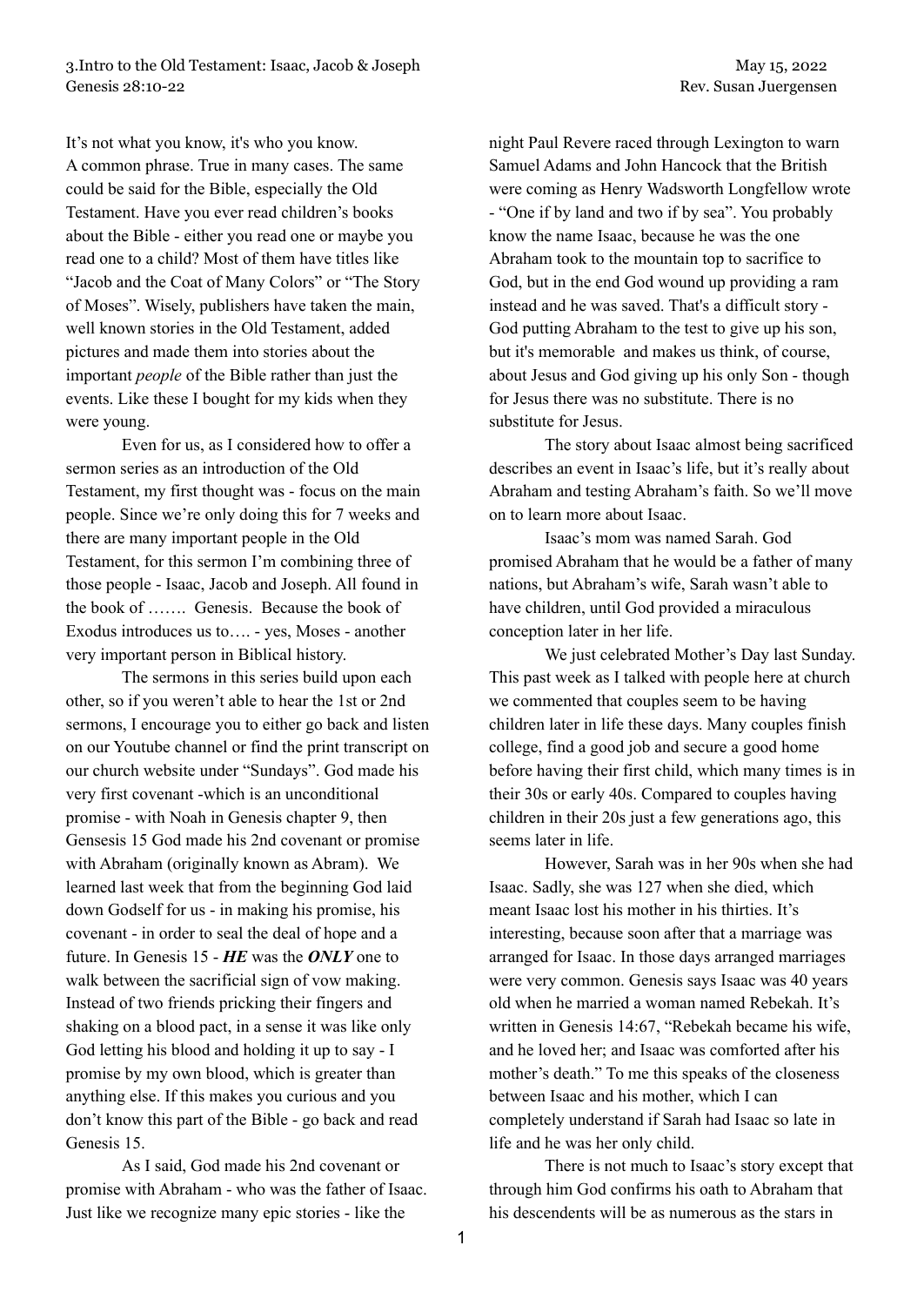3.Intro to the Old Testament: Isaac, Jacob & Joseph
Genesis 28:10-22

May 15, 2022
Rev. Susan Juergensen

It's not what you know, it's who you know. A common phrase. True in many cases. The same could be said for the Bible, especially the Old Testament. Have you ever read children's books about the Bible - either you read one or maybe you read one to a child? Most of them have titles like "Jacob and the Coat of Many Colors" or "The Story of Moses". Wisely, publishers have taken the main, well known stories in the Old Testament, added pictures and made them into stories about the important *people* of the Bible rather than just the events. Like these I bought for my kids when they were young.

Even for us, as I considered how to offer a sermon series as an introduction of the Old Testament, my first thought was - focus on the main people. Since we're only doing this for 7 weeks and there are many important people in the Old Testament, for this sermon I'm combining three of those people - Isaac, Jacob and Joseph. All found in the book of ……. Genesis. Because the book of Exodus introduces us to…. - yes, Moses - another very important person in Biblical history.

The sermons in this series build upon each other, so if you weren't able to hear the 1st or 2nd sermons, I encourage you to either go back and listen on our Youtube channel or find the print transcript on our church website under "Sundays". God made his very first covenant -which is an unconditional promise - with Noah in Genesis chapter 9, then Gensesis 15 God made his 2nd covenant or promise with Abraham (originally known as Abram). We learned last week that from the beginning God laid down Godself for us - in making his promise, his covenant - in order to seal the deal of hope and a future. In Genesis 15 - ***HE*** was the ***ONLY*** one to walk between the sacrificial sign of vow making. Instead of two friends pricking their fingers and shaking on a blood pact, in a sense it was like only God letting his blood and holding it up to say - I promise by my own blood, which is greater than anything else. If this makes you curious and you don't know this part of the Bible - go back and read Genesis 15.

As I said, God made his 2nd covenant or promise with Abraham - who was the father of Isaac. Just like we recognize many epic stories - like the night Paul Revere raced through Lexington to warn Samuel Adams and John Hancock that the British were coming as Henry Wadsworth Longfellow wrote - "One if by land and two if by sea". You probably know the name Isaac, because he was the one Abraham took to the mountain top to sacrifice to God, but in the end God wound up providing a ram instead and he was saved. That's a difficult story - God putting Abraham to the test to give up his son, but it's memorable and makes us think, of course, about Jesus and God giving up his only Son - though for Jesus there was no substitute. There is no substitute for Jesus.

The story about Isaac almost being sacrificed describes an event in Isaac's life, but it's really about Abraham and testing Abraham's faith. So we'll move on to learn more about Isaac.

Isaac's mom was named Sarah. God promised Abraham that he would be a father of many nations, but Abraham's wife, Sarah wasn't able to have children, until God provided a miraculous conception later in her life.

We just celebrated Mother's Day last Sunday. This past week as I talked with people here at church we commented that couples seem to be having children later in life these days. Many couples finish college, find a good job and secure a good home before having their first child, which many times is in their 30s or early 40s. Compared to couples having children in their 20s just a few generations ago, this seems later in life.

However, Sarah was in her 90s when she had Isaac. Sadly, she was 127 when she died, which meant Isaac lost his mother in his thirties. It's interesting, because soon after that a marriage was arranged for Isaac. In those days arranged marriages were very common. Genesis says Isaac was 40 years old when he married a woman named Rebekah. It's written in Genesis 14:67, "Rebekah became his wife, and he loved her; and Isaac was comforted after his mother's death." To me this speaks of the closeness between Isaac and his mother, which I can completely understand if Sarah had Isaac so late in life and he was her only child.

There is not much to Isaac's story except that through him God confirms his oath to Abraham that his descendents will be as numerous as the stars in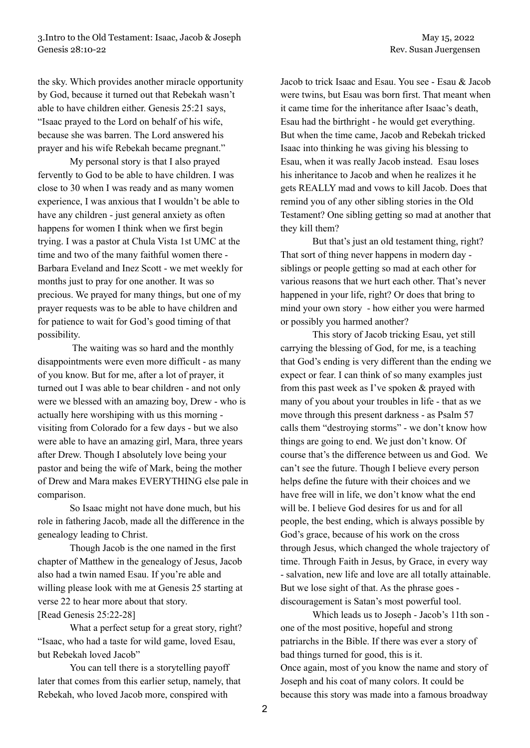the sky. Which provides another miracle opportunity by God, because it turned out that Rebekah wasn't able to have children either. Genesis 25:21 says, "Isaac prayed to the Lord on behalf of his wife, because she was barren. The Lord answered his prayer and his wife Rebekah became pregnant."

My personal story is that I also prayed fervently to God to be able to have children. I was close to 30 when I was ready and as many women experience, I was anxious that I wouldn't be able to have any children - just general anxiety as often happens for women I think when we first begin trying. I was a pastor at Chula Vista 1st UMC at the time and two of the many faithful women there - Barbara Eveland and Inez Scott - we met weekly for months just to pray for one another. It was so precious. We prayed for many things, but one of my prayer requests was to be able to have children and for patience to wait for God's good timing of that possibility.

The waiting was so hard and the monthly disappointments were even more difficult - as many of you know. But for me, after a lot of prayer, it turned out I was able to bear children - and not only were we blessed with an amazing boy, Drew - who is actually here worshiping with us this morning - visiting from Colorado for a few days - but we also were able to have an amazing girl, Mara, three years after Drew. Though I absolutely love being your pastor and being the wife of Mark, being the mother of Drew and Mara makes EVERYTHING else pale in comparison.

So Isaac might not have done much, but his role in fathering Jacob, made all the difference in the genealogy leading to Christ.

Though Jacob is the one named in the first chapter of Matthew in the genealogy of Jesus, Jacob also had a twin named Esau. If you're able and willing please look with me at Genesis 25 starting at verse 22 to hear more about that story.
[Read Genesis 25:22-28]

What a perfect setup for a great story, right? "Isaac, who had a taste for wild game, loved Esau, but Rebekah loved Jacob"

You can tell there is a storytelling payoff later that comes from this earlier setup, namely, that Rebekah, who loved Jacob more, conspired with Jacob to trick Isaac and Esau. You see - Esau & Jacob were twins, but Esau was born first. That meant when it came time for the inheritance after Isaac's death, Esau had the birthright - he would get everything. But when the time came, Jacob and Rebekah tricked Isaac into thinking he was giving his blessing to Esau, when it was really Jacob instead. Esau loses his inheritance to Jacob and when he realizes it he gets REALLY mad and vows to kill Jacob. Does that remind you of any other sibling stories in the Old Testament? One sibling getting so mad at another that they kill them?

But that's just an old testament thing, right? That sort of thing never happens in modern day - siblings or people getting so mad at each other for various reasons that we hurt each other. That's never happened in your life, right? Or does that bring to mind your own story - how either you were harmed or possibly you harmed another?

This story of Jacob tricking Esau, yet still carrying the blessing of God, for me, is a teaching that God's ending is very different than the ending we expect or fear. I can think of so many examples just from this past week as I've spoken & prayed with many of you about your troubles in life - that as we move through this present darkness - as Psalm 57 calls them "destroying storms" - we don't know how things are going to end. We just don't know. Of course that's the difference between us and God. We can't see the future. Though I believe every person helps define the future with their choices and we have free will in life, we don't know what the end will be. I believe God desires for us and for all people, the best ending, which is always possible by God's grace, because of his work on the cross through Jesus, which changed the whole trajectory of time. Through Faith in Jesus, by Grace, in every way - salvation, new life and love are all totally attainable. But we lose sight of that. As the phrase goes - discouragement is Satan's most powerful tool.

Which leads us to Joseph - Jacob's 11th son - one of the most positive, hopeful and strong patriarchs in the Bible. If there was ever a story of bad things turned for good, this is it.
Once again, most of you know the name and story of Joseph and his coat of many colors. It could be because this story was made into a famous broadway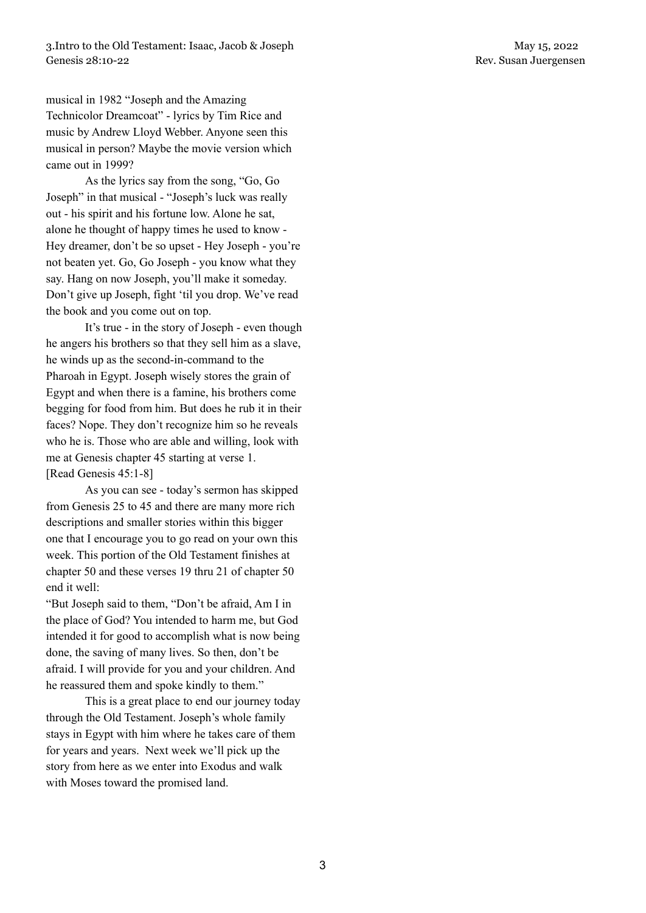musical in 1982 "Joseph and the Amazing Technicolor Dreamcoat" - lyrics by Tim Rice and music by Andrew Lloyd Webber. Anyone seen this musical in person? Maybe the movie version which came out in 1999?

As the lyrics say from the song, "Go, Go Joseph" in that musical - "Joseph's luck was really out - his spirit and his fortune low. Alone he sat, alone he thought of happy times he used to know - Hey dreamer, don't be so upset - Hey Joseph - you're not beaten yet. Go, Go Joseph - you know what they say. Hang on now Joseph, you'll make it someday. Don't give up Joseph, fight 'til you drop. We've read the book and you come out on top.

It's true - in the story of Joseph - even though he angers his brothers so that they sell him as a slave, he winds up as the second-in-command to the Pharoah in Egypt. Joseph wisely stores the grain of Egypt and when there is a famine, his brothers come begging for food from him. But does he rub it in their faces? Nope. They don't recognize him so he reveals who he is. Those who are able and willing, look with me at Genesis chapter 45 starting at verse 1.
[Read Genesis 45:1-8]

As you can see - today's sermon has skipped from Genesis 25 to 45 and there are many more rich descriptions and smaller stories within this bigger one that I encourage you to go read on your own this week. This portion of the Old Testament finishes at chapter 50 and these verses 19 thru 21 of chapter 50 end it well:
"But Joseph said to them, "Don't be afraid, Am I in the place of God? You intended to harm me, but God intended it for good to accomplish what is now being done, the saving of many lives. So then, don't be afraid. I will provide for you and your children. And he reassured them and spoke kindly to them."

This is a great place to end our journey today through the Old Testament. Joseph's whole family stays in Egypt with him where he takes care of them for years and years. Next week we'll pick up the story from here as we enter into Exodus and walk with Moses toward the promised land.